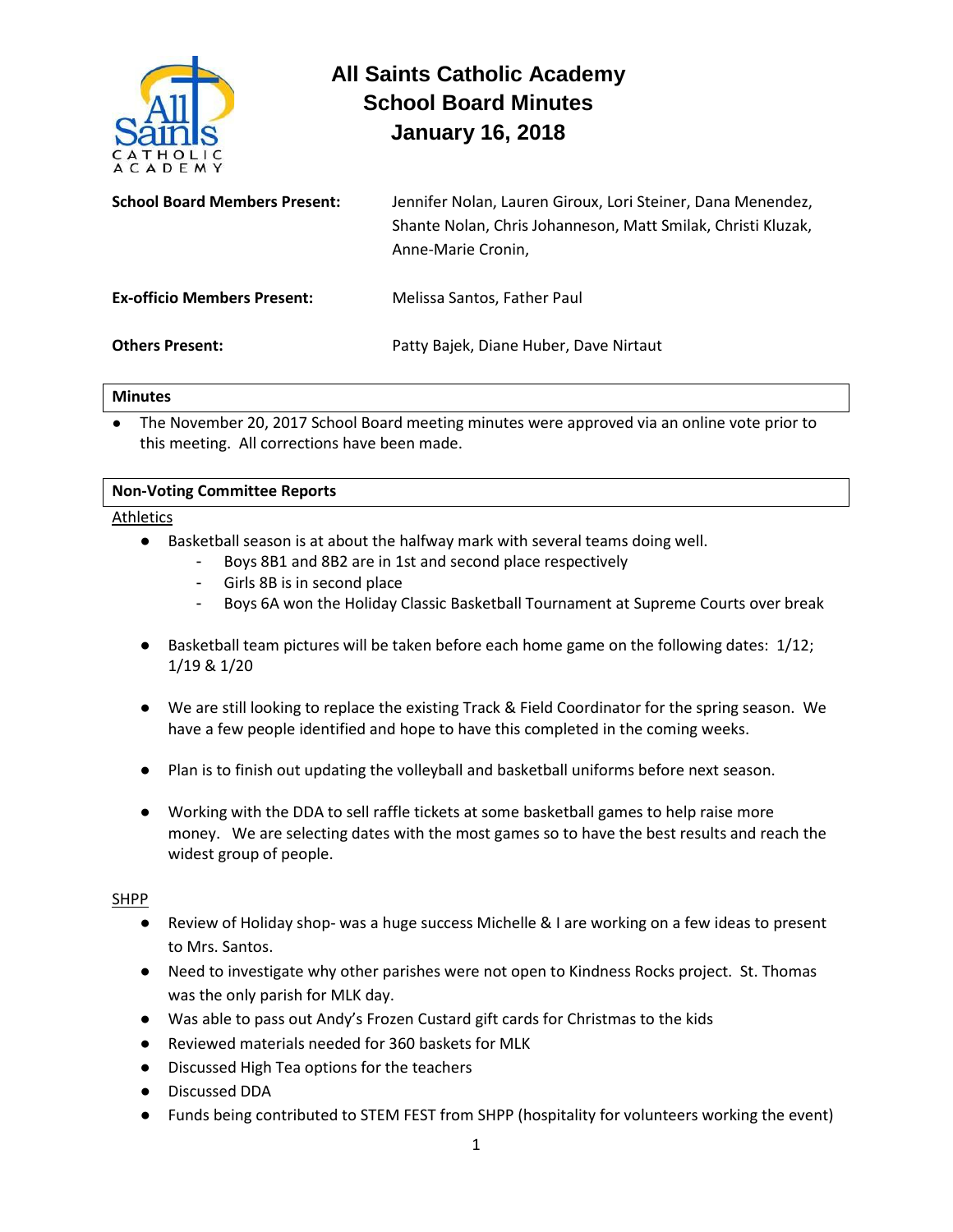# All Saints Catholic Academy
## School Board Minutes
## January 16, 2018

**School Board Members Present:** Jennifer Nolan, Lauren Giroux, Lori Steiner, Dana Menendez, Shante Nolan, Chris Johanneson, Matt Smilak, Christi Kluzak, Anne-Marie Cronin,

**Ex-officio Members Present:** Melissa Santos, Father Paul

**Others Present:** Patty Bajek, Diane Huber, Dave Nirtaut

### Minutes

- The November 20, 2017 School Board meeting minutes were approved via an online vote prior to this meeting. All corrections have been made.

### Non-Voting Committee Reports

Athletics

- Basketball season is at about the halfway mark with several teams doing well.
  - Boys 8B1 and 8B2 are in 1st and second place respectively
  - Girls 8B is in second place
  - Boys 6A won the Holiday Classic Basketball Tournament at Supreme Courts over break
- Basketball team pictures will be taken before each home game on the following dates: 1/12; 1/19 & 1/20
- We are still looking to replace the existing Track & Field Coordinator for the spring season. We have a few people identified and hope to have this completed in the coming weeks.
- Plan is to finish out updating the volleyball and basketball uniforms before next season.
- Working with the DDA to sell raffle tickets at some basketball games to help raise more money. We are selecting dates with the most games so to have the best results and reach the widest group of people.

SHPP

- Review of Holiday shop- was a huge success Michelle & I are working on a few ideas to present to Mrs. Santos.
- Need to investigate why other parishes were not open to Kindness Rocks project. St. Thomas was the only parish for MLK day.
- Was able to pass out Andy's Frozen Custard gift cards for Christmas to the kids
- Reviewed materials needed for 360 baskets for MLK
- Discussed High Tea options for the teachers
- Discussed DDA
- Funds being contributed to STEM FEST from SHPP (hospitality for volunteers working the event)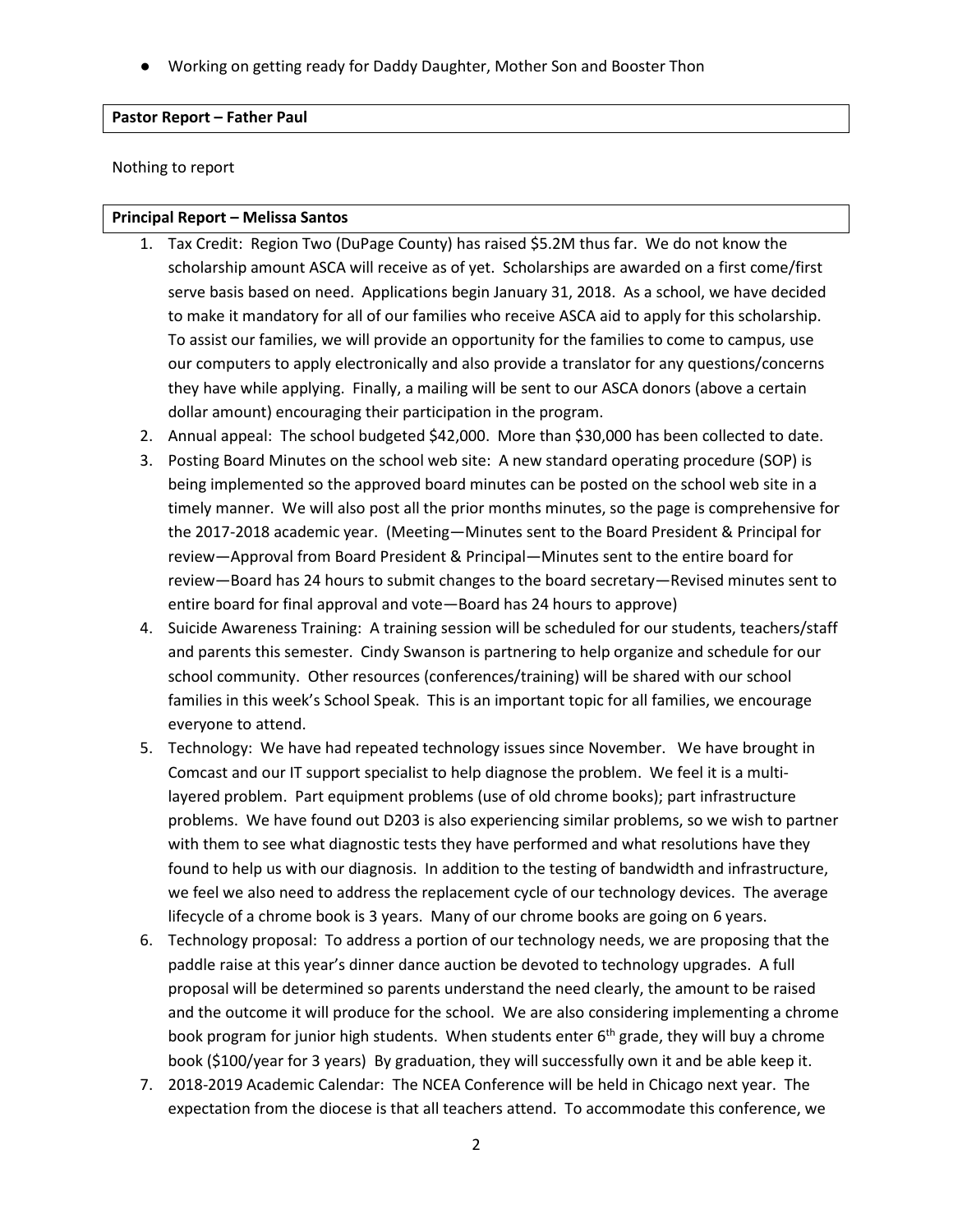- Working on getting ready for Daddy Daughter, Mother Son and Booster Thon

**Pastor Report – Father Paul**

Nothing to report

**Principal Report – Melissa Santos**

1. Tax Credit: Region Two (DuPage County) has raised $5.2M thus far. We do not know the scholarship amount ASCA will receive as of yet. Scholarships are awarded on a first come/first serve basis based on need. Applications begin January 31, 2018. As a school, we have decided to make it mandatory for all of our families who receive ASCA aid to apply for this scholarship. To assist our families, we will provide an opportunity for the families to come to campus, use our computers to apply electronically and also provide a translator for any questions/concerns they have while applying. Finally, a mailing will be sent to our ASCA donors (above a certain dollar amount) encouraging their participation in the program.
2. Annual appeal: The school budgeted $42,000. More than $30,000 has been collected to date.
3. Posting Board Minutes on the school web site: A new standard operating procedure (SOP) is being implemented so the approved board minutes can be posted on the school web site in a timely manner. We will also post all the prior months minutes, so the page is comprehensive for the 2017-2018 academic year. (Meeting—Minutes sent to the Board President & Principal for review—Approval from Board President & Principal—Minutes sent to the entire board for review—Board has 24 hours to submit changes to the board secretary—Revised minutes sent to entire board for final approval and vote—Board has 24 hours to approve)
4. Suicide Awareness Training: A training session will be scheduled for our students, teachers/staff and parents this semester. Cindy Swanson is partnering to help organize and schedule for our school community. Other resources (conferences/training) will be shared with our school families in this week's School Speak. This is an important topic for all families, we encourage everyone to attend.
5. Technology: We have had repeated technology issues since November. We have brought in Comcast and our IT support specialist to help diagnose the problem. We feel it is a multi-layered problem. Part equipment problems (use of old chrome books); part infrastructure problems. We have found out D203 is also experiencing similar problems, so we wish to partner with them to see what diagnostic tests they have performed and what resolutions have they found to help us with our diagnosis. In addition to the testing of bandwidth and infrastructure, we feel we also need to address the replacement cycle of our technology devices. The average lifecycle of a chrome book is 3 years. Many of our chrome books are going on 6 years.
6. Technology proposal: To address a portion of our technology needs, we are proposing that the paddle raise at this year's dinner dance auction be devoted to technology upgrades. A full proposal will be determined so parents understand the need clearly, the amount to be raised and the outcome it will produce for the school. We are also considering implementing a chrome book program for junior high students. When students enter 6th grade, they will buy a chrome book ($100/year for 3 years) By graduation, they will successfully own it and be able keep it.
7. 2018-2019 Academic Calendar: The NCEA Conference will be held in Chicago next year. The expectation from the diocese is that all teachers attend. To accommodate this conference, we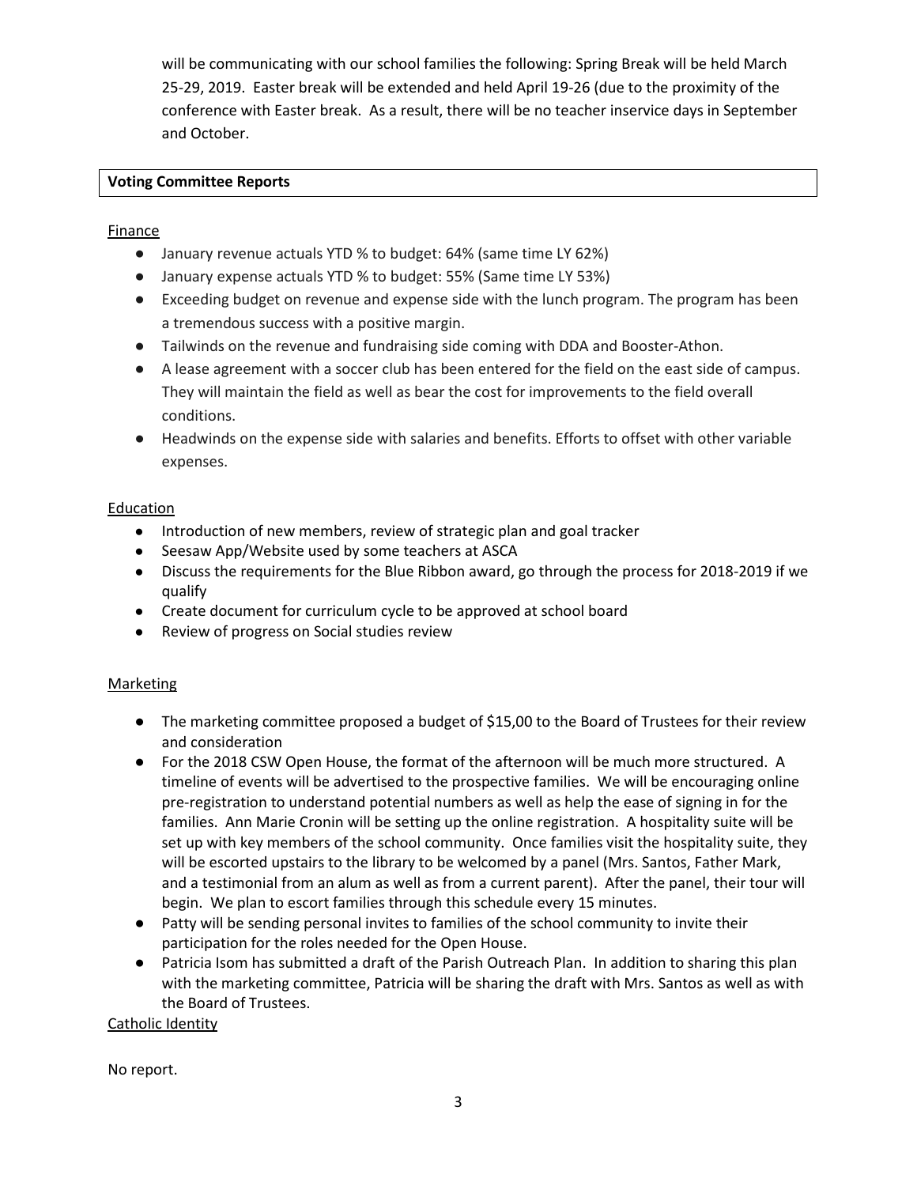will be communicating with our school families the following: Spring Break will be held March 25-29, 2019. Easter break will be extended and held April 19-26 (due to the proximity of the conference with Easter break. As a result, there will be no teacher inservice days in September and October.

**Voting Committee Reports**

Finance

- January revenue actuals YTD % to budget: 64% (same time LY 62%)
- January expense actuals YTD % to budget: 55% (Same time LY 53%)
- Exceeding budget on revenue and expense side with the lunch program. The program has been a tremendous success with a positive margin.
- Tailwinds on the revenue and fundraising side coming with DDA and Booster-Athon.
- A lease agreement with a soccer club has been entered for the field on the east side of campus. They will maintain the field as well as bear the cost for improvements to the field overall conditions.
- Headwinds on the expense side with salaries and benefits. Efforts to offset with other variable expenses.

Education

- Introduction of new members, review of strategic plan and goal tracker
- Seesaw App/Website used by some teachers at ASCA
- Discuss the requirements for the Blue Ribbon award, go through the process for 2018-2019 if we qualify
- Create document for curriculum cycle to be approved at school board
- Review of progress on Social studies review

Marketing

- The marketing committee proposed a budget of $15,00 to the Board of Trustees for their review and consideration
- For the 2018 CSW Open House, the format of the afternoon will be much more structured. A timeline of events will be advertised to the prospective families. We will be encouraging online pre-registration to understand potential numbers as well as help the ease of signing in for the families. Ann Marie Cronin will be setting up the online registration. A hospitality suite will be set up with key members of the school community. Once families visit the hospitality suite, they will be escorted upstairs to the library to be welcomed by a panel (Mrs. Santos, Father Mark, and a testimonial from an alum as well as from a current parent). After the panel, their tour will begin. We plan to escort families through this schedule every 15 minutes.
- Patty will be sending personal invites to families of the school community to invite their participation for the roles needed for the Open House.
- Patricia Isom has submitted a draft of the Parish Outreach Plan. In addition to sharing this plan with the marketing committee, Patricia will be sharing the draft with Mrs. Santos as well as with the Board of Trustees.

Catholic Identity

No report.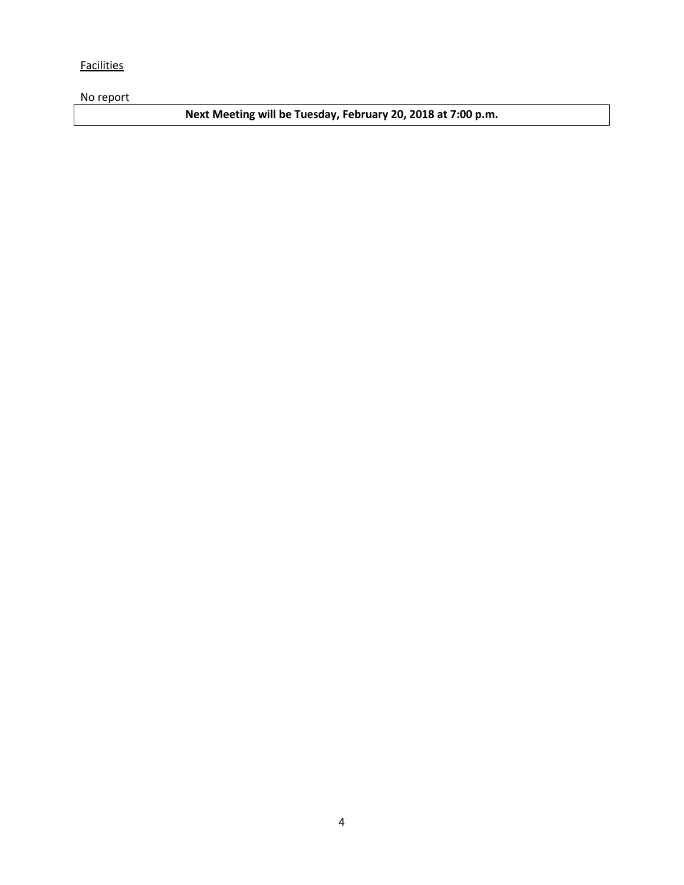<u>Facilities</u>

No report

| **Next Meeting will be Tuesday, February 20, 2018 at 7:00 p.m.** |
| --- |